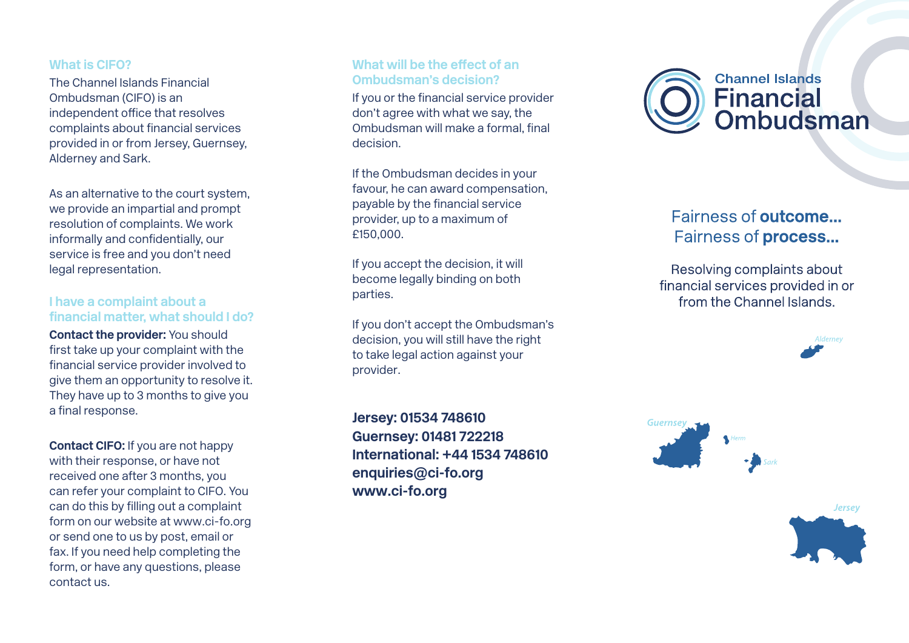## What is CIFO?

The Channel Islands Financial Ombudsman (CIFO) is an independent office that resolves complaints about financial services provided in or from Jersey, Guernsey, Alderney and Sark.

As an alternative to the court system, we provide an impartial and prompt resolution of complaints. We work informally and confidentially, our service is free and you don't need legal representation.

## I have a complaint about a financial matter, what should I do?

**Contact the provider:** You should first take up your complaint with the financial service provider involved to give them an opportunity to resolve it. They have up to 3 months to give you a final response.

**Contact CIFO:** If you are not happy with their response, or have not received one after 3 months, you can refer your complaint to CIFO. You can do this by filling out a complaint form on our website at www.ci-fo.org or send one to us by post, email or fax. If you need help completing the form, or have any questions, please contact us.

## What will be the effect of an Ombudsman's decision?

If you or the financial service provider don't agree with what we say, the Ombudsman will make a formal, final decision.

If the Ombudsman decides in your favour, he can award compensation, payable by the financial service provider, up to a maximum of £150,000.

If you accept the decision, it will become legally binding on both parties.

If you don't accept the Ombudsman's decision, you will still have the right to take legal action against your provider.

**Jersey: 01534 748610**
**Guernsey: 01481 722218**
**International: +44 1534 748610**
**enquiries@ci-fo.org**
**www.ci-fo.org**

# Channel Islands Financial Ombudsman

## Fairness of **outcome...** Fairness of **process...**

Resolving complaints about financial services provided in or from the Channel Islands.

*Alderney*

*Guernsey* *Herm* *Sark*

*Jersey*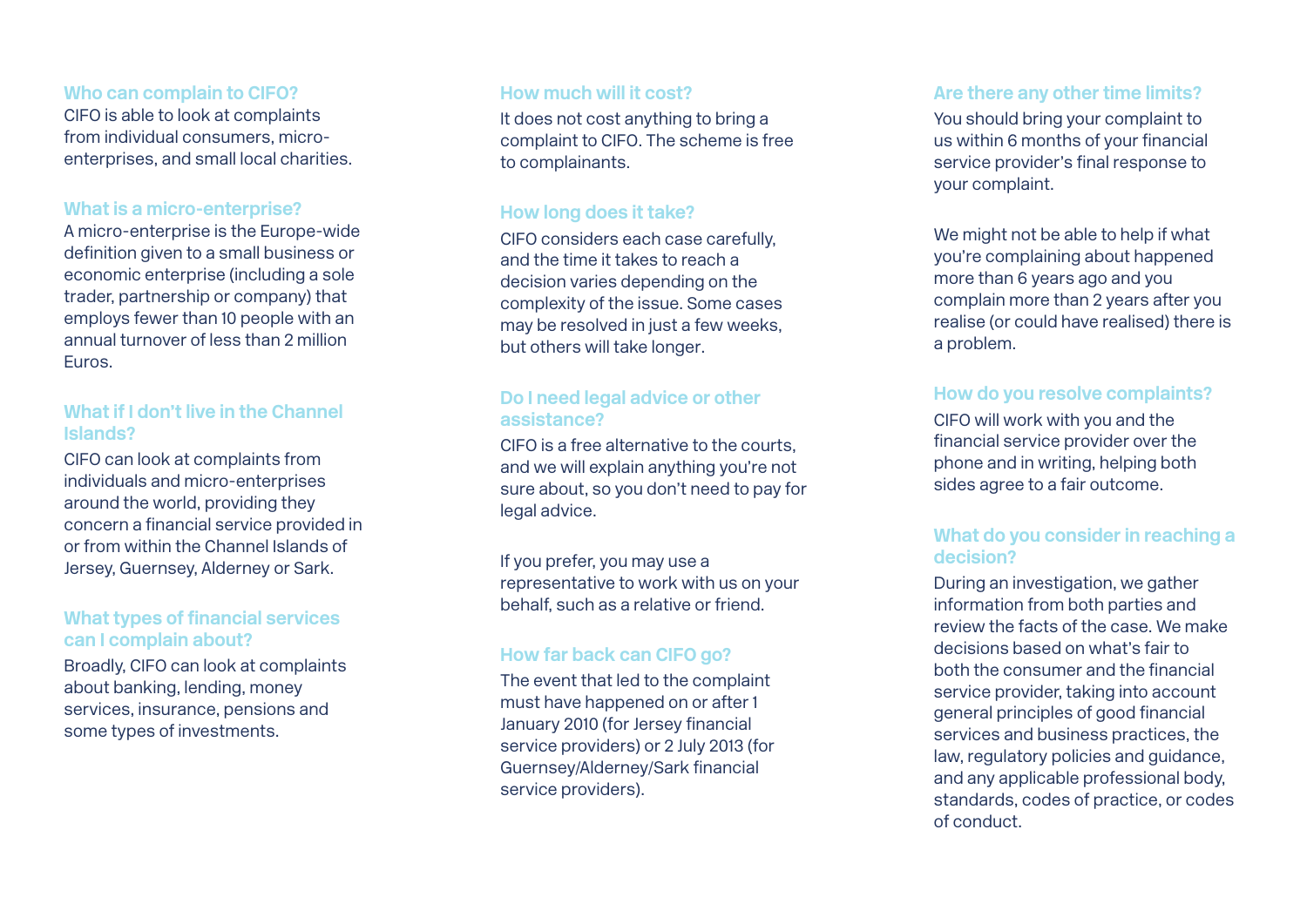### Who can complain to CIFO?

CIFO is able to look at complaints from individual consumers, micro-enterprises, and small local charities.

### What is a micro-enterprise?

A micro-enterprise is the Europe-wide definition given to a small business or economic enterprise (including a sole trader, partnership or company) that employs fewer than 10 people with an annual turnover of less than 2 million Euros.

### What if I don't live in the Channel Islands?

CIFO can look at complaints from individuals and micro-enterprises around the world, providing they concern a financial service provided in or from within the Channel Islands of Jersey, Guernsey, Alderney or Sark.

### What types of financial services can I complain about?

Broadly, CIFO can look at complaints about banking, lending, money services, insurance, pensions and some types of investments.

### How much will it cost?

It does not cost anything to bring a complaint to CIFO. The scheme is free to complainants.

### How long does it take?

CIFO considers each case carefully, and the time it takes to reach a decision varies depending on the complexity of the issue. Some cases may be resolved in just a few weeks, but others will take longer.

### Do I need legal advice or other assistance?

CIFO is a free alternative to the courts, and we will explain anything you're not sure about, so you don't need to pay for legal advice.

If you prefer, you may use a representative to work with us on your behalf, such as a relative or friend.

### How far back can CIFO go?

The event that led to the complaint must have happened on or after 1 January 2010 (for Jersey financial service providers) or 2 July 2013 (for Guernsey/Alderney/Sark financial service providers).

### Are there any other time limits?

You should bring your complaint to us within 6 months of your financial service provider's final response to your complaint.

We might not be able to help if what you're complaining about happened more than 6 years ago and you complain more than 2 years after you realise (or could have realised) there is a problem.

### How do you resolve complaints?

CIFO will work with you and the financial service provider over the phone and in writing, helping both sides agree to a fair outcome.

### What do you consider in reaching a decision?

During an investigation, we gather information from both parties and review the facts of the case. We make decisions based on what's fair to both the consumer and the financial service provider, taking into account general principles of good financial services and business practices, the law, regulatory policies and guidance, and any applicable professional body, standards, codes of practice, or codes of conduct.